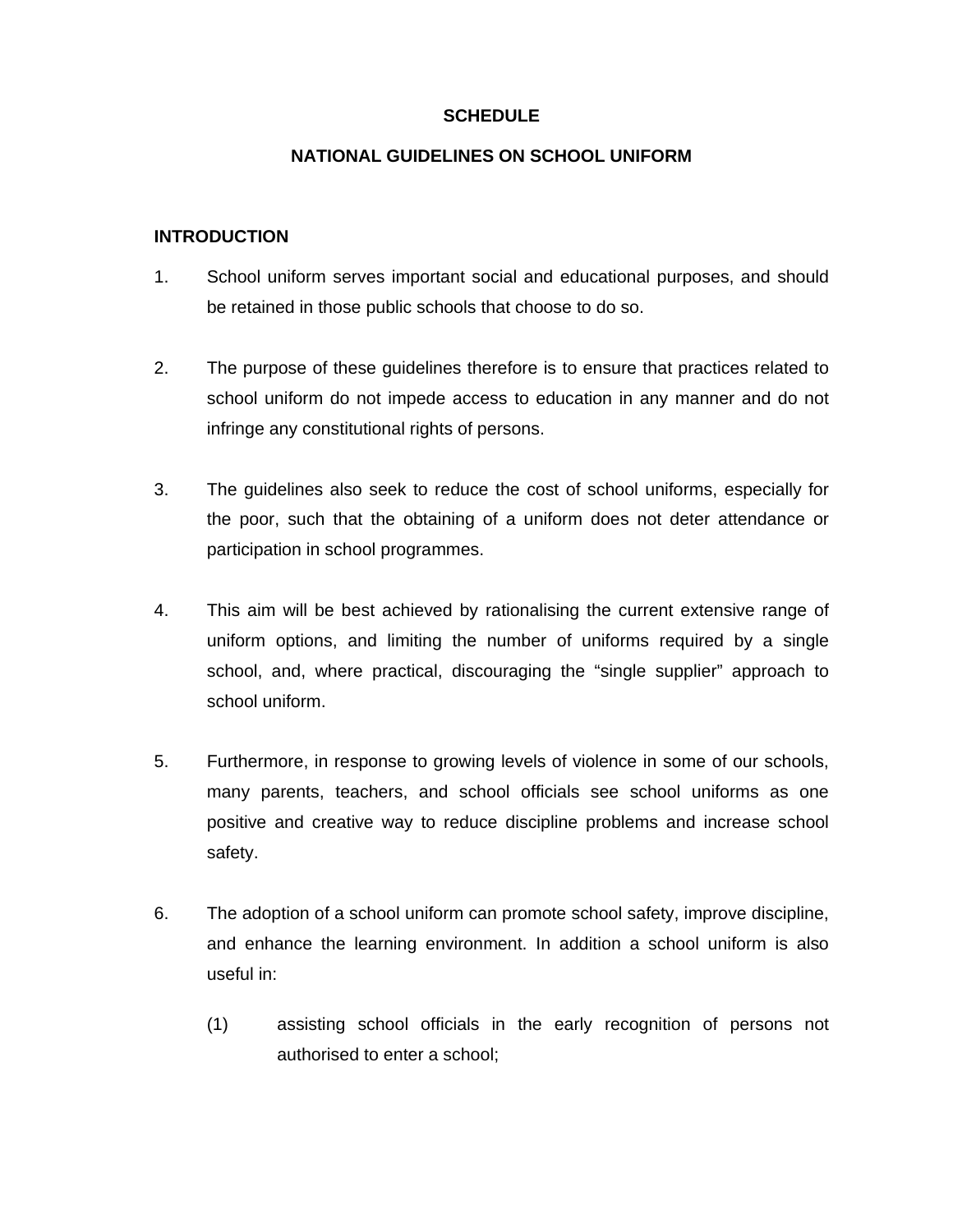# SCHEDULE

# NATIONAL GUIDELINES ON SCHOOL UNIFORM

## INTRODUCTION

1. School uniform serves important social and educational purposes, and should be retained in those public schools that choose to do so.

2. The purpose of these guidelines therefore is to ensure that practices related to school uniform do not impede access to education in any manner and do not infringe any constitutional rights of persons.

3. The guidelines also seek to reduce the cost of school uniforms, especially for the poor, such that the obtaining of a uniform does not deter attendance or participation in school programmes.

4. This aim will be best achieved by rationalising the current extensive range of uniform options, and limiting the number of uniforms required by a single school, and, where practical, discouraging the "single supplier" approach to school uniform.

5. Furthermore, in response to growing levels of violence in some of our schools, many parents, teachers, and school officials see school uniforms as one positive and creative way to reduce discipline problems and increase school safety.

6. The adoption of a school uniform can promote school safety, improve discipline, and enhance the learning environment. In addition a school uniform is also useful in:

   (1) assisting school officials in the early recognition of persons not authorised to enter a school;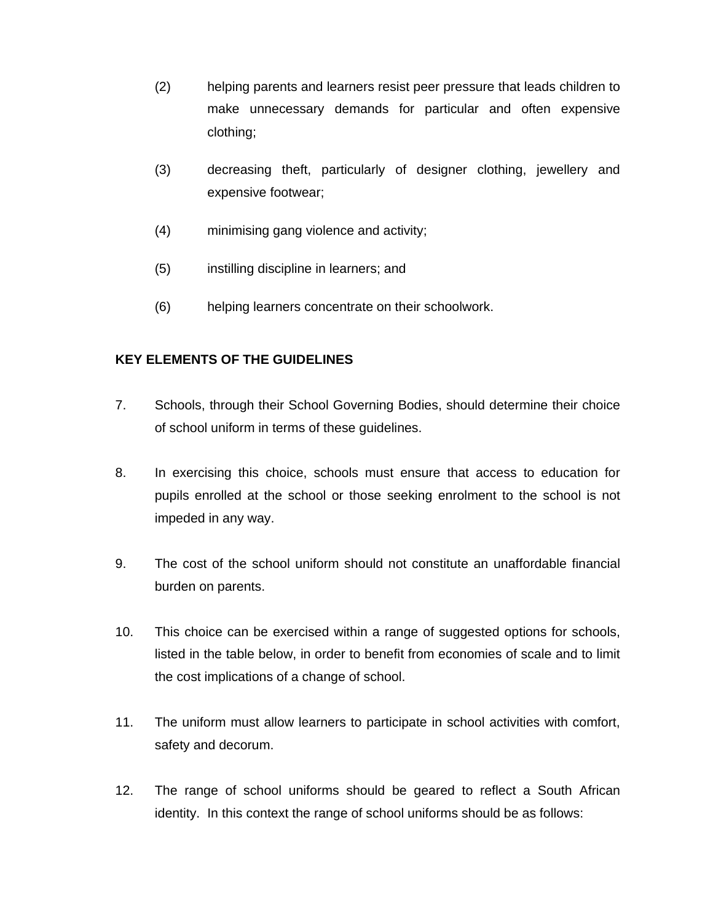(2) helping parents and learners resist peer pressure that leads children to make unnecessary demands for particular and often expensive clothing;

(3) decreasing theft, particularly of designer clothing, jewellery and expensive footwear;

(4) minimising gang violence and activity;

(5) instilling discipline in learners; and

(6) helping learners concentrate on their schoolwork.

**KEY ELEMENTS OF THE GUIDELINES**

7. Schools, through their School Governing Bodies, should determine their choice of school uniform in terms of these guidelines.

8. In exercising this choice, schools must ensure that access to education for pupils enrolled at the school or those seeking enrolment to the school is not impeded in any way.

9. The cost of the school uniform should not constitute an unaffordable financial burden on parents.

10. This choice can be exercised within a range of suggested options for schools, listed in the table below, in order to benefit from economies of scale and to limit the cost implications of a change of school.

11. The uniform must allow learners to participate in school activities with comfort, safety and decorum.

12. The range of school uniforms should be geared to reflect a South African identity. In this context the range of school uniforms should be as follows: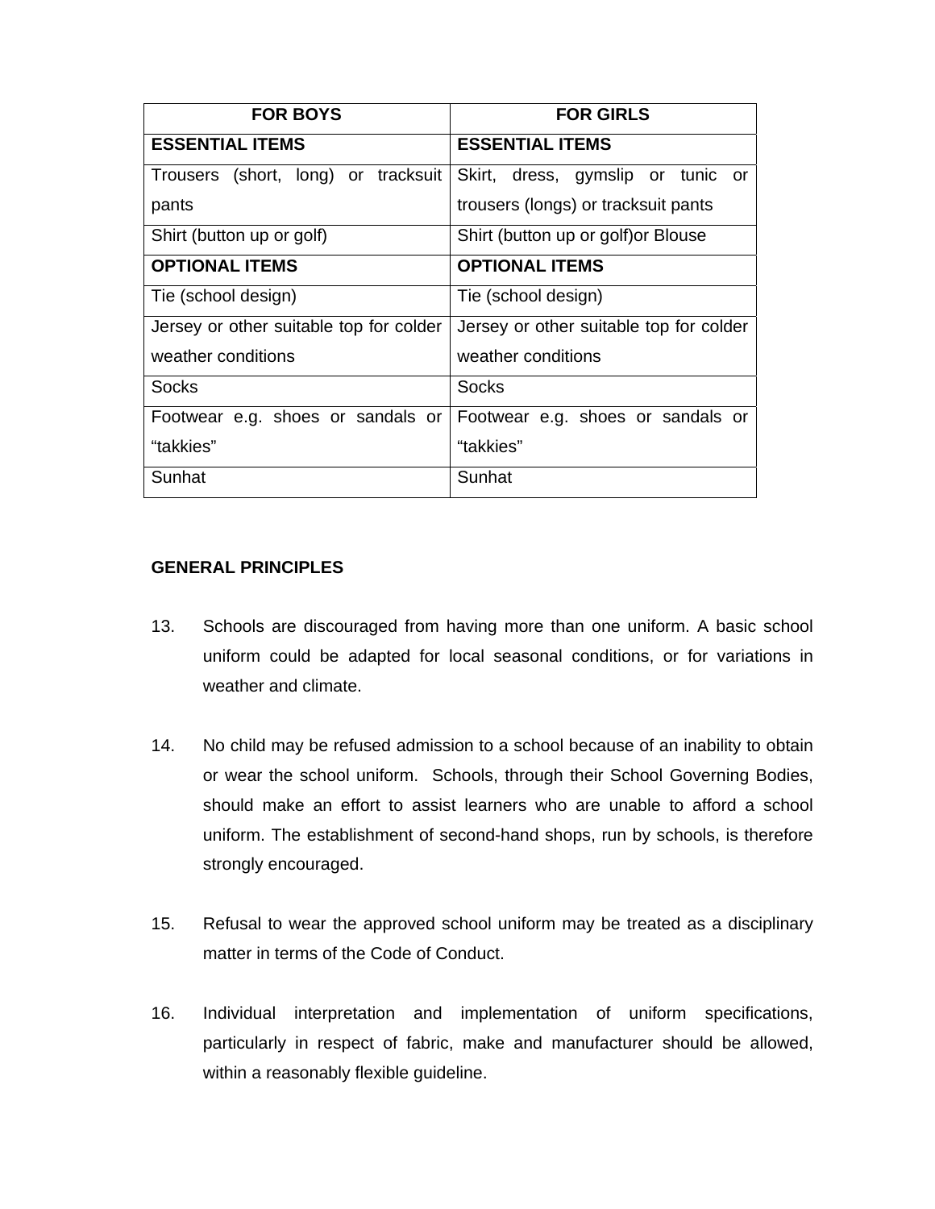| FOR BOYS | FOR GIRLS |
| --- | --- |
| **ESSENTIAL ITEMS** | **ESSENTIAL ITEMS** |
| Trousers (short, long) or tracksuit pants | Skirt, dress, gymslip or tunic or trousers (longs) or tracksuit pants |
| Shirt (button up or golf) | Shirt (button up or golf)or Blouse |
| **OPTIONAL ITEMS** | **OPTIONAL ITEMS** |
| Tie (school design) | Tie (school design) |
| Jersey or other suitable top for colder weather conditions | Jersey or other suitable top for colder weather conditions |
| Socks | Socks |
| Footwear e.g. shoes or sandals or “takkies” | Footwear e.g. shoes or sandals or “takkies” |
| Sunhat | Sunhat |

**GENERAL PRINCIPLES**

13. Schools are discouraged from having more than one uniform. A basic school uniform could be adapted for local seasonal conditions, or for variations in weather and climate.

14. No child may be refused admission to a school because of an inability to obtain or wear the school uniform. Schools, through their School Governing Bodies, should make an effort to assist learners who are unable to afford a school uniform. The establishment of second-hand shops, run by schools, is therefore strongly encouraged.

15. Refusal to wear the approved school uniform may be treated as a disciplinary matter in terms of the Code of Conduct.

16. Individual interpretation and implementation of uniform specifications, particularly in respect of fabric, make and manufacturer should be allowed, within a reasonably flexible guideline.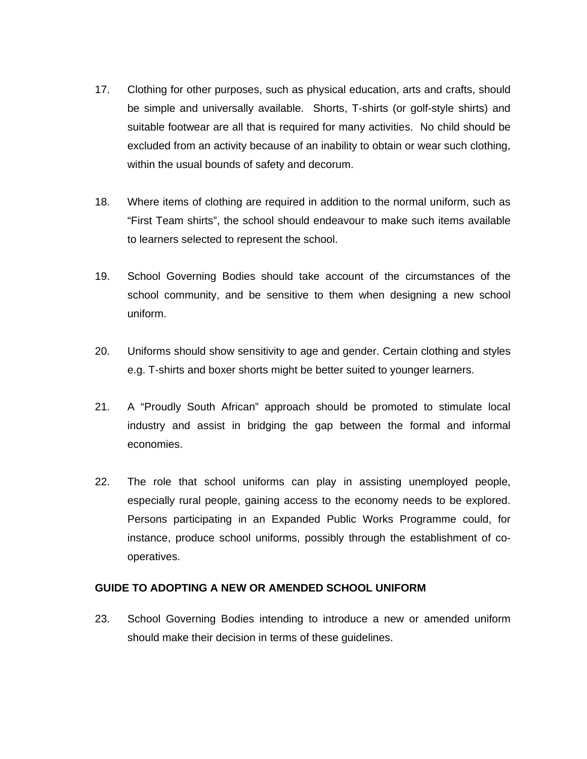17. Clothing for other purposes, such as physical education, arts and crafts, should be simple and universally available. Shorts, T-shirts (or golf-style shirts) and suitable footwear are all that is required for many activities. No child should be excluded from an activity because of an inability to obtain or wear such clothing, within the usual bounds of safety and decorum.

18. Where items of clothing are required in addition to the normal uniform, such as "First Team shirts", the school should endeavour to make such items available to learners selected to represent the school.

19. School Governing Bodies should take account of the circumstances of the school community, and be sensitive to them when designing a new school uniform.

20. Uniforms should show sensitivity to age and gender. Certain clothing and styles e.g. T-shirts and boxer shorts might be better suited to younger learners.

21. A "Proudly South African" approach should be promoted to stimulate local industry and assist in bridging the gap between the formal and informal economies.

22. The role that school uniforms can play in assisting unemployed people, especially rural people, gaining access to the economy needs to be explored. Persons participating in an Expanded Public Works Programme could, for instance, produce school uniforms, possibly through the establishment of co-operatives.

**GUIDE TO ADOPTING A NEW OR AMENDED SCHOOL UNIFORM**

23. School Governing Bodies intending to introduce a new or amended uniform should make their decision in terms of these guidelines.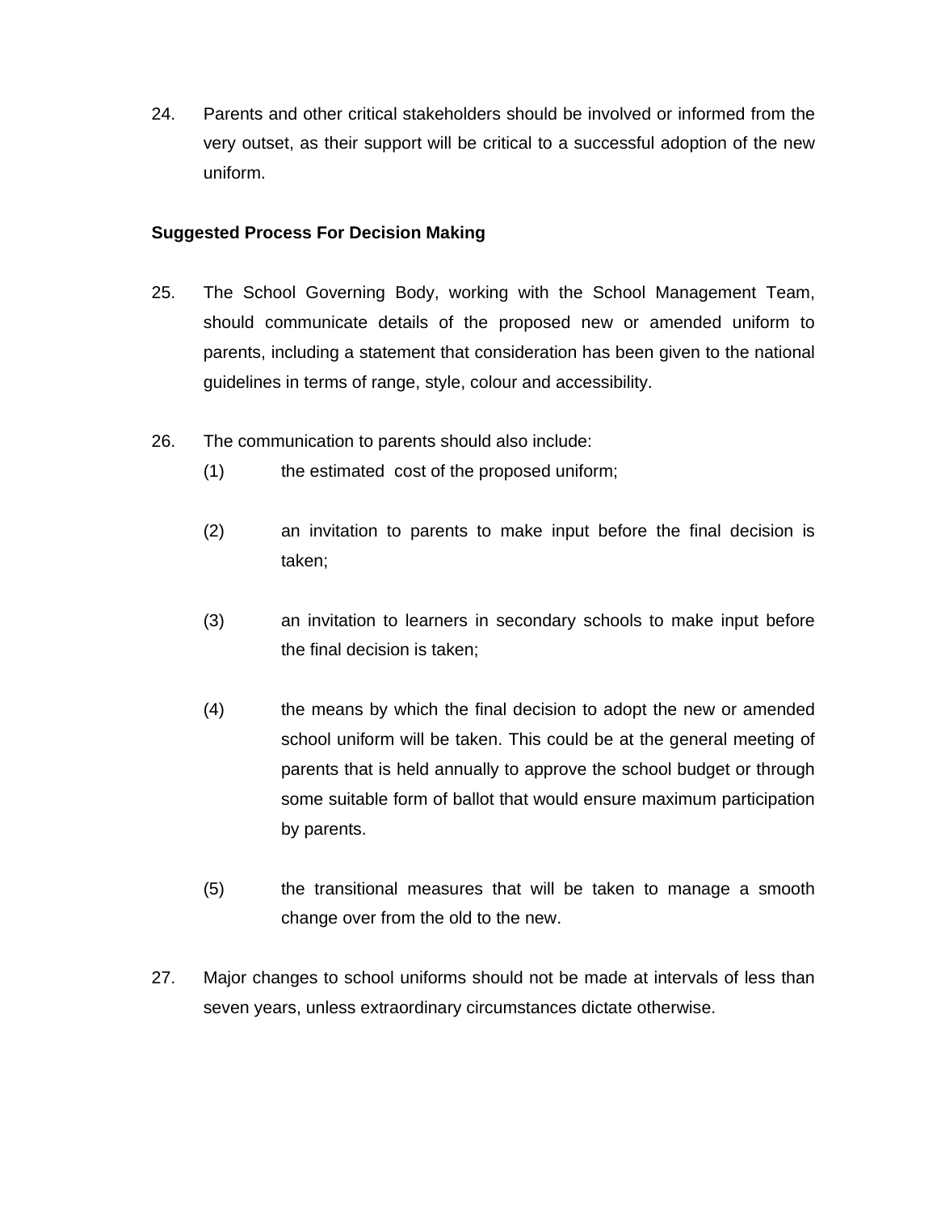24. Parents and other critical stakeholders should be involved or informed from the very outset, as their support will be critical to a successful adoption of the new uniform.

**Suggested Process For Decision Making**

25. The School Governing Body, working with the School Management Team, should communicate details of the proposed new or amended uniform to parents, including a statement that consideration has been given to the national guidelines in terms of range, style, colour and accessibility.

26. The communication to parents should also include:

    (1) the estimated cost of the proposed uniform;

    (2) an invitation to parents to make input before the final decision is taken;

    (3) an invitation to learners in secondary schools to make input before the final decision is taken;

    (4) the means by which the final decision to adopt the new or amended school uniform will be taken. This could be at the general meeting of parents that is held annually to approve the school budget or through some suitable form of ballot that would ensure maximum participation by parents.

    (5) the transitional measures that will be taken to manage a smooth change over from the old to the new.

27. Major changes to school uniforms should not be made at intervals of less than seven years, unless extraordinary circumstances dictate otherwise.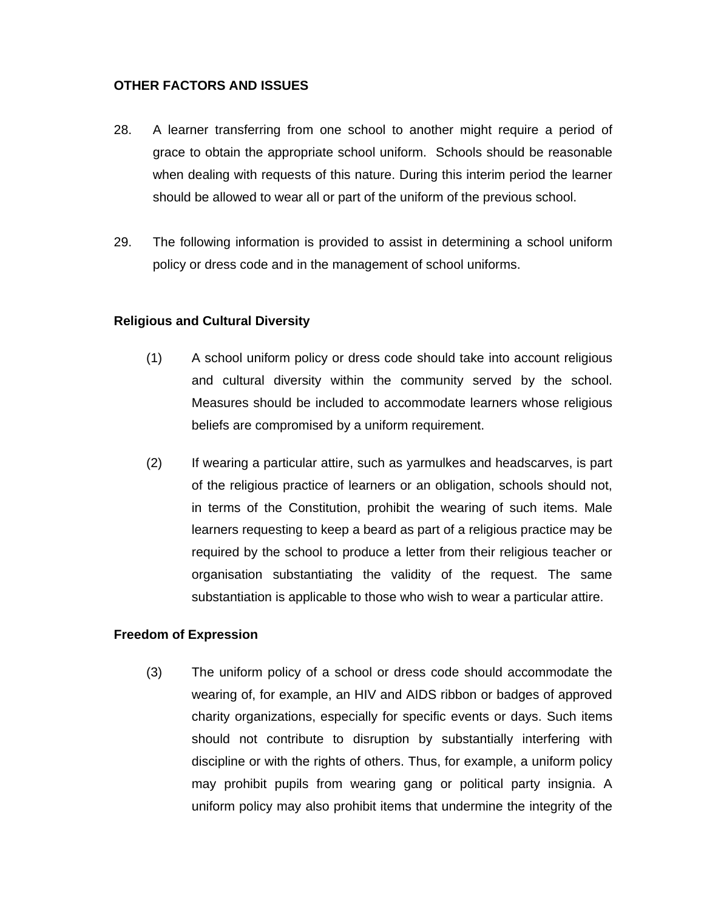**OTHER FACTORS AND ISSUES**

28. A learner transferring from one school to another might require a period of grace to obtain the appropriate school uniform. Schools should be reasonable when dealing with requests of this nature. During this interim period the learner should be allowed to wear all or part of the uniform of the previous school.

29. The following information is provided to assist in determining a school uniform policy or dress code and in the management of school uniforms.

**Religious and Cultural Diversity**

(1) A school uniform policy or dress code should take into account religious and cultural diversity within the community served by the school. Measures should be included to accommodate learners whose religious beliefs are compromised by a uniform requirement.

(2) If wearing a particular attire, such as yarmulkes and headscarves, is part of the religious practice of learners or an obligation, schools should not, in terms of the Constitution, prohibit the wearing of such items. Male learners requesting to keep a beard as part of a religious practice may be required by the school to produce a letter from their religious teacher or organisation substantiating the validity of the request. The same substantiation is applicable to those who wish to wear a particular attire.

**Freedom of Expression**

(3) The uniform policy of a school or dress code should accommodate the wearing of, for example, an HIV and AIDS ribbon or badges of approved charity organizations, especially for specific events or days. Such items should not contribute to disruption by substantially interfering with discipline or with the rights of others. Thus, for example, a uniform policy may prohibit pupils from wearing gang or political party insignia. A uniform policy may also prohibit items that undermine the integrity of the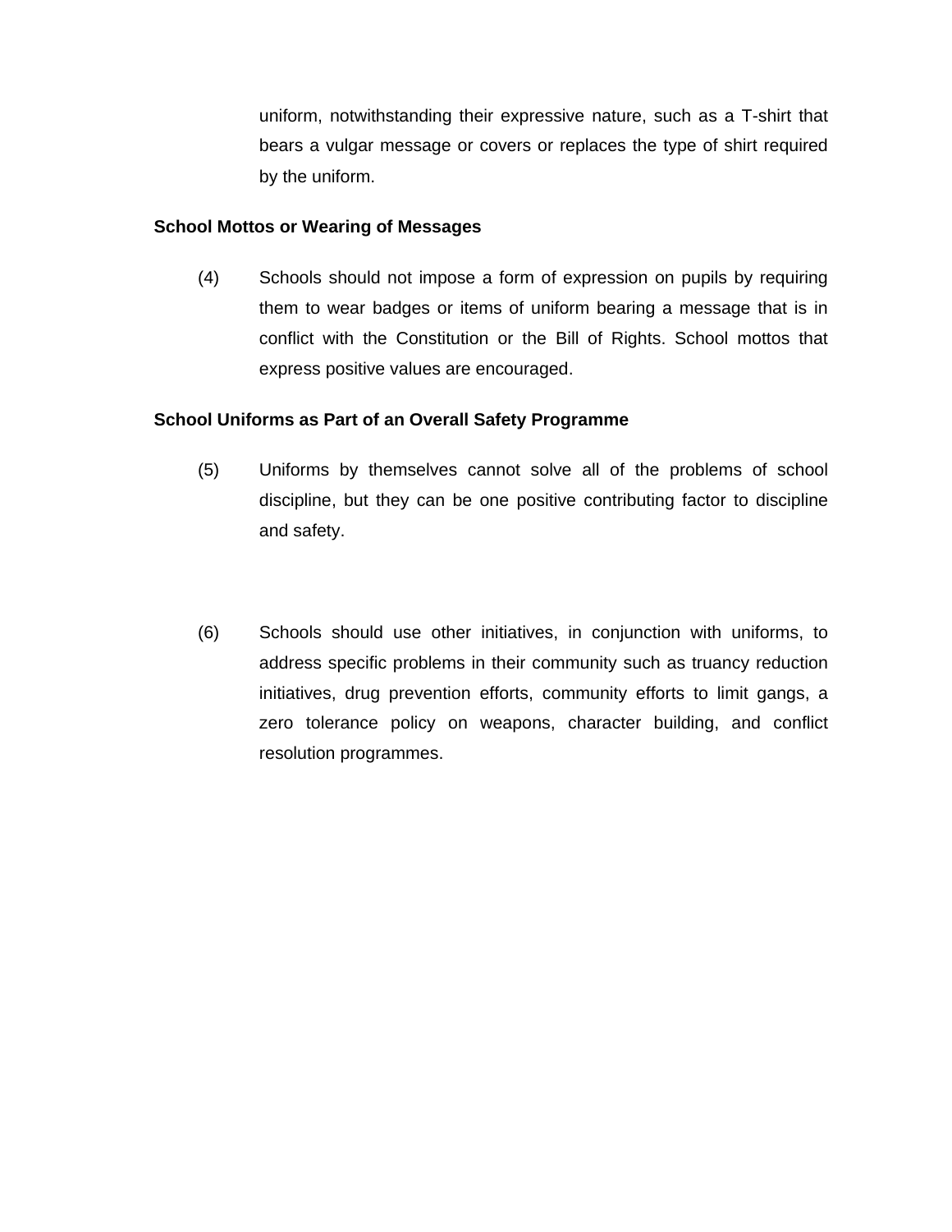uniform, notwithstanding their expressive nature, such as a T-shirt that bears a vulgar message or covers or replaces the type of shirt required by the uniform.

**School Mottos or Wearing of Messages**

(4) Schools should not impose a form of expression on pupils by requiring them to wear badges or items of uniform bearing a message that is in conflict with the Constitution or the Bill of Rights. School mottos that express positive values are encouraged.

**School Uniforms as Part of an Overall Safety Programme**

(5) Uniforms by themselves cannot solve all of the problems of school discipline, but they can be one positive contributing factor to discipline and safety.

(6) Schools should use other initiatives, in conjunction with uniforms, to address specific problems in their community such as truancy reduction initiatives, drug prevention efforts, community efforts to limit gangs, a zero tolerance policy on weapons, character building, and conflict resolution programmes.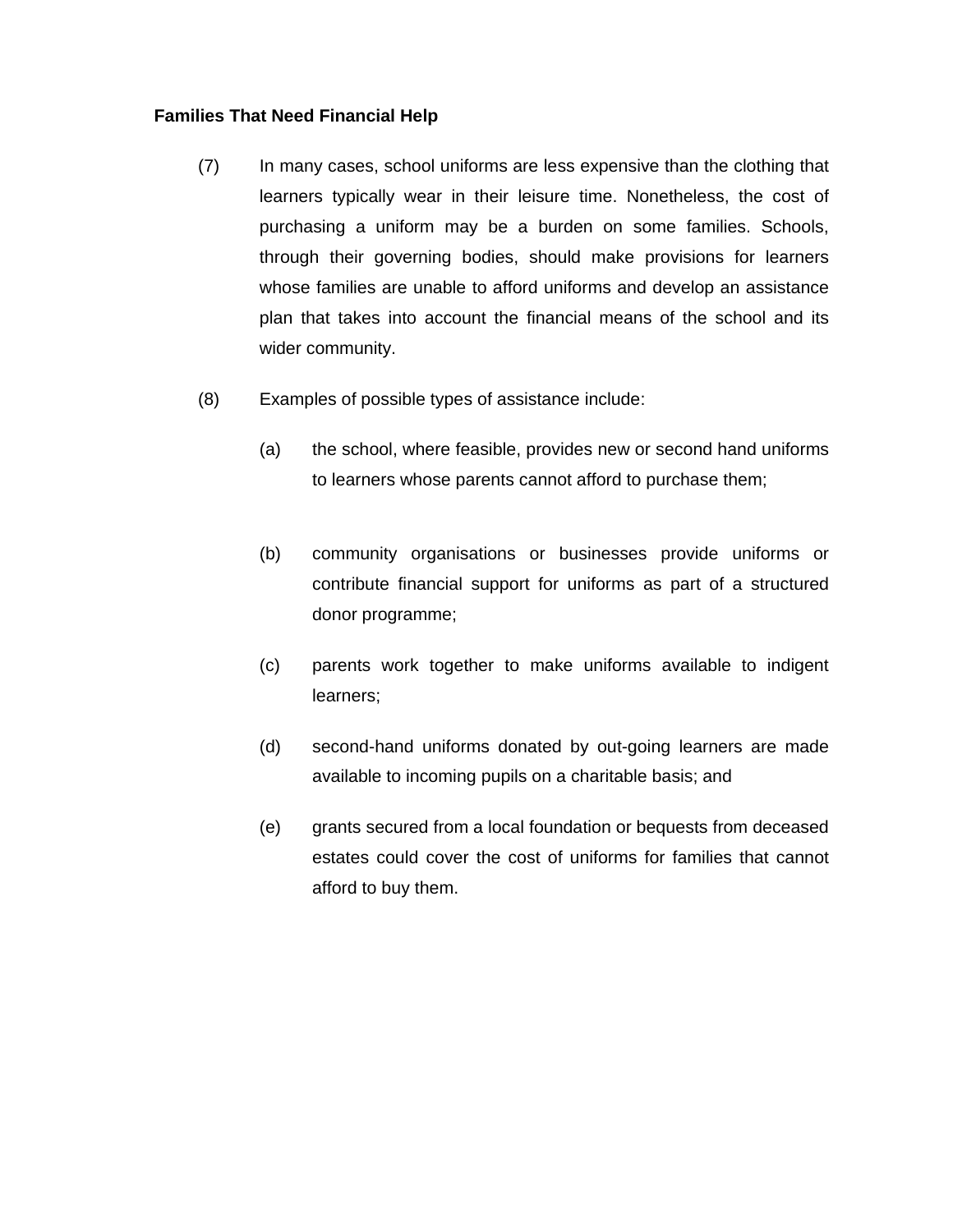**Families That Need Financial Help**

(7) In many cases, school uniforms are less expensive than the clothing that learners typically wear in their leisure time. Nonetheless, the cost of purchasing a uniform may be a burden on some families. Schools, through their governing bodies, should make provisions for learners whose families are unable to afford uniforms and develop an assistance plan that takes into account the financial means of the school and its wider community.

(8) Examples of possible types of assistance include:

(a) the school, where feasible, provides new or second hand uniforms to learners whose parents cannot afford to purchase them;

(b) community organisations or businesses provide uniforms or contribute financial support for uniforms as part of a structured donor programme;

(c) parents work together to make uniforms available to indigent learners;

(d) second-hand uniforms donated by out-going learners are made available to incoming pupils on a charitable basis; and

(e) grants secured from a local foundation or bequests from deceased estates could cover the cost of uniforms for families that cannot afford to buy them.